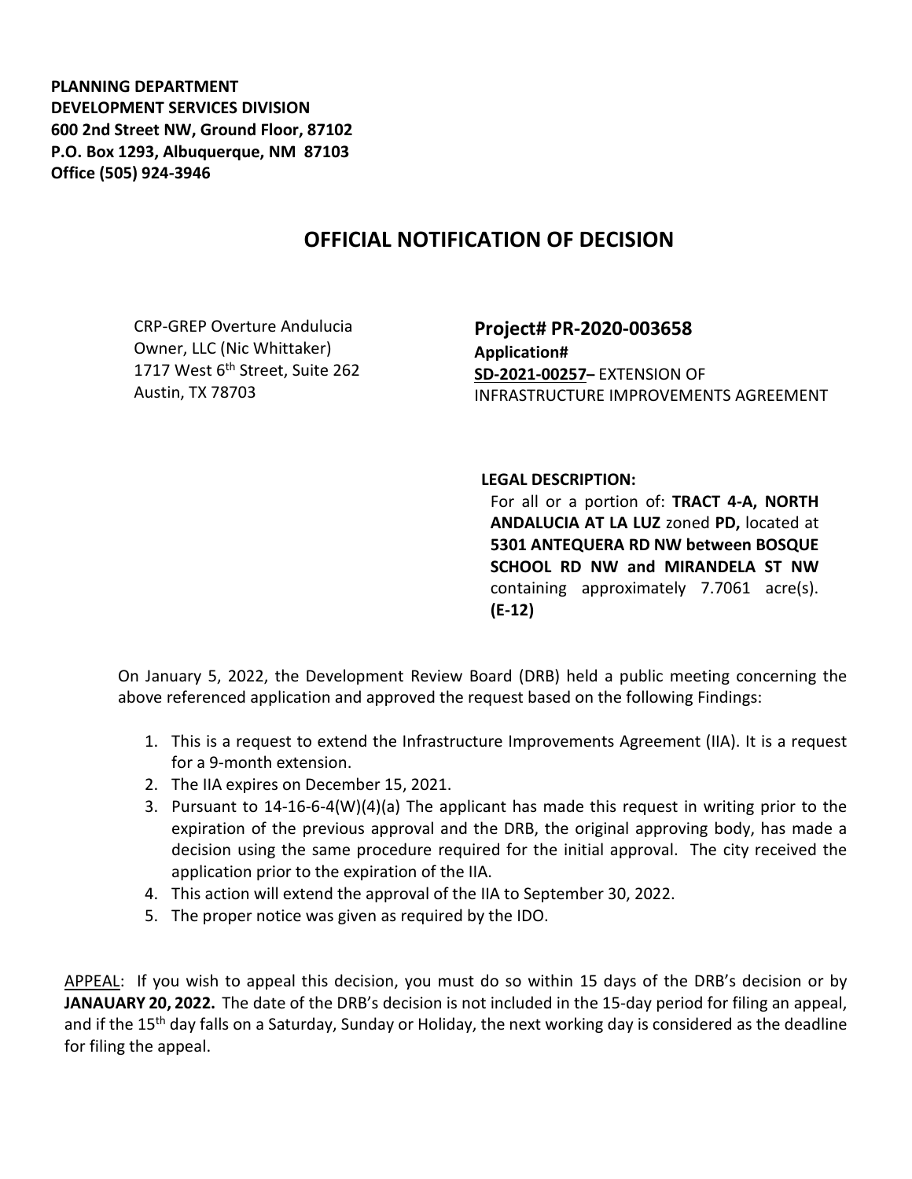**PLANNING DEPARTMENT**
**DEVELOPMENT SERVICES DIVISION**
**600 2nd Street NW, Ground Floor, 87102**
**P.O. Box 1293, Albuquerque, NM 87103**
**Office (505) 924-3946**

# OFFICIAL NOTIFICATION OF DECISION

CRP-GREP Overture Andulucia Owner, LLC (Nic Whittaker)
1717 West 6th Street, Suite 262
Austin, TX 78703

**Project# PR-2020-003658**
**Application#**
**SD-2021-00257–** EXTENSION OF INFRASTRUCTURE IMPROVEMENTS AGREEMENT

**LEGAL DESCRIPTION:**
For all or a portion of: **TRACT 4-A, NORTH ANDALUCIA AT LA LUZ** zoned **PD,** located at **5301 ANTEQUERA RD NW between BOSQUE SCHOOL RD NW and MIRANDELA ST NW** containing approximately 7.7061 acre(s). **(E-12)**

On January 5, 2022, the Development Review Board (DRB) held a public meeting concerning the above referenced application and approved the request based on the following Findings:

1. This is a request to extend the Infrastructure Improvements Agreement (IIA). It is a request for a 9-month extension.
2. The IIA expires on December 15, 2021.
3. Pursuant to 14-16-6-4(W)(4)(a) The applicant has made this request in writing prior to the expiration of the previous approval and the DRB, the original approving body, has made a decision using the same procedure required for the initial approval. The city received the application prior to the expiration of the IIA.
4. This action will extend the approval of the IIA to September 30, 2022.
5. The proper notice was given as required by the IDO.

APPEAL: If you wish to appeal this decision, you must do so within 15 days of the DRB's decision or by **JANAUARY 20, 2022.** The date of the DRB's decision is not included in the 15-day period for filing an appeal, and if the 15th day falls on a Saturday, Sunday or Holiday, the next working day is considered as the deadline for filing the appeal.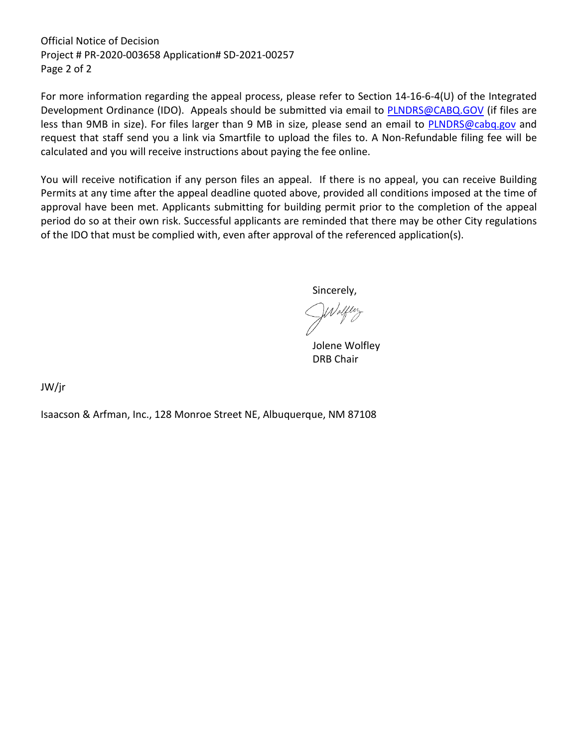For more information regarding the appeal process, please refer to Section 14-16-6-4(U) of the Integrated Development Ordinance (IDO). Appeals should be submitted via email to PLNDRS@CABQ.GOV (if files are less than 9MB in size). For files larger than 9 MB in size, please send an email to PLNDRS@cabq.gov and request that staff send you a link via Smartfile to upload the files to. A Non-Refundable filing fee will be calculated and you will receive instructions about paying the fee online.

You will receive notification if any person files an appeal. If there is no appeal, you can receive Building Permits at any time after the appeal deadline quoted above, provided all conditions imposed at the time of approval have been met. Applicants submitting for building permit prior to the completion of the appeal period do so at their own risk. Successful applicants are reminded that there may be other City regulations of the IDO that must be complied with, even after approval of the referenced application(s).

Sincerely,

JWolfley

Jolene Wolfley
DRB Chair

JW/jr

Isaacson & Arfman, Inc., 128 Monroe Street NE, Albuquerque, NM 87108